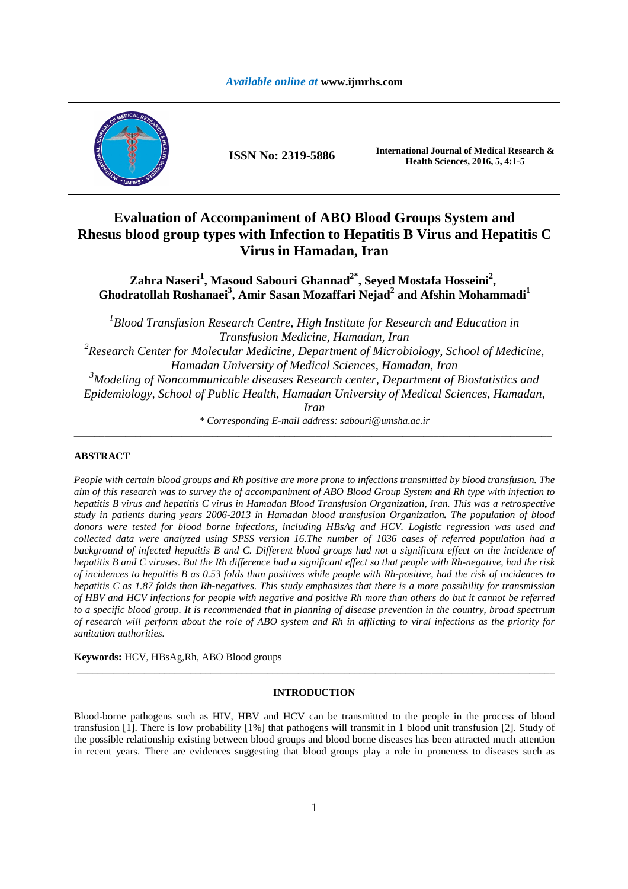# Evaluation of Accompaniment of ABO Blood Groups System and Rhesus blood group types with Infection to Hepatitis B Virus and Hepatitis C Virus in Hamadan, Iran

**Zahra Naseri[1], Masoud Sabouri Ghannad[2*], Seyed Mostafa Hosseini[2], Ghodratollah Roshanaei[3], Amir Sasan Mozaffari Nejad[2] and Afshin Mohammadi[1]**

*[1]Blood Transfusion Research Centre, High Institute for Research and Education in Transfusion Medicine, Hamadan, Iran*
*[2]Research Center for Molecular Medicine, Department of Microbiology, School of Medicine, Hamadan University of Medical Sciences, Hamadan, Iran*
*[3]Modeling of Noncommunicable diseases Research center, Department of Biostatistics and Epidemiology, School of Public Health, Hamadan University of Medical Sciences, Hamadan, Iran*

*\* Corresponding E-mail address: sabouri@umsha.ac.ir*

---

## ABSTRACT

*People with certain blood groups and Rh positive are more prone to infections transmitted by blood transfusion. The aim of this research was to survey the of accompaniment of ABO Blood Group System and Rh type with infection to hepatitis B virus and hepatitis C virus in Hamadan Blood Transfusion Organization, Iran. This was a retrospective study in patients during years 2006-2013 in Hamadan blood transfusion Organization. The population of blood donors were tested for blood borne infections, including HBsAg and HCV. Logistic regression was used and collected data were analyzed using SPSS version 16.The number of 1036 cases of referred population had a background of infected hepatitis B and C. Different blood groups had not a significant effect on the incidence of hepatitis B and C viruses. But the Rh difference had a significant effect so that people with Rh-negative, had the risk of incidences to hepatitis B as 0.53 folds than positives while people with Rh-positive, had the risk of incidences to hepatitis C as 1.87 folds than Rh-negatives. This study emphasizes that there is a more possibility for transmission of HBV and HCV infections for people with negative and positive Rh more than others do but it cannot be referred to a specific blood group. It is recommended that in planning of disease prevention in the country, broad spectrum of research will perform about the role of ABO system and Rh in afflicting to viral infections as the priority for sanitation authorities.*

**Keywords:** HCV, HBsAg,Rh, ABO Blood groups

---

## INTRODUCTION

Blood-borne pathogens such as HIV, HBV and HCV can be transmitted to the people in the process of blood transfusion [1]. There is low probability [1%] that pathogens will transmit in 1 blood unit transfusion [2]. Study of the possible relationship existing between blood groups and blood borne diseases has been attracted much attention in recent years. There are evidences suggesting that blood groups play a role in proneness to diseases such as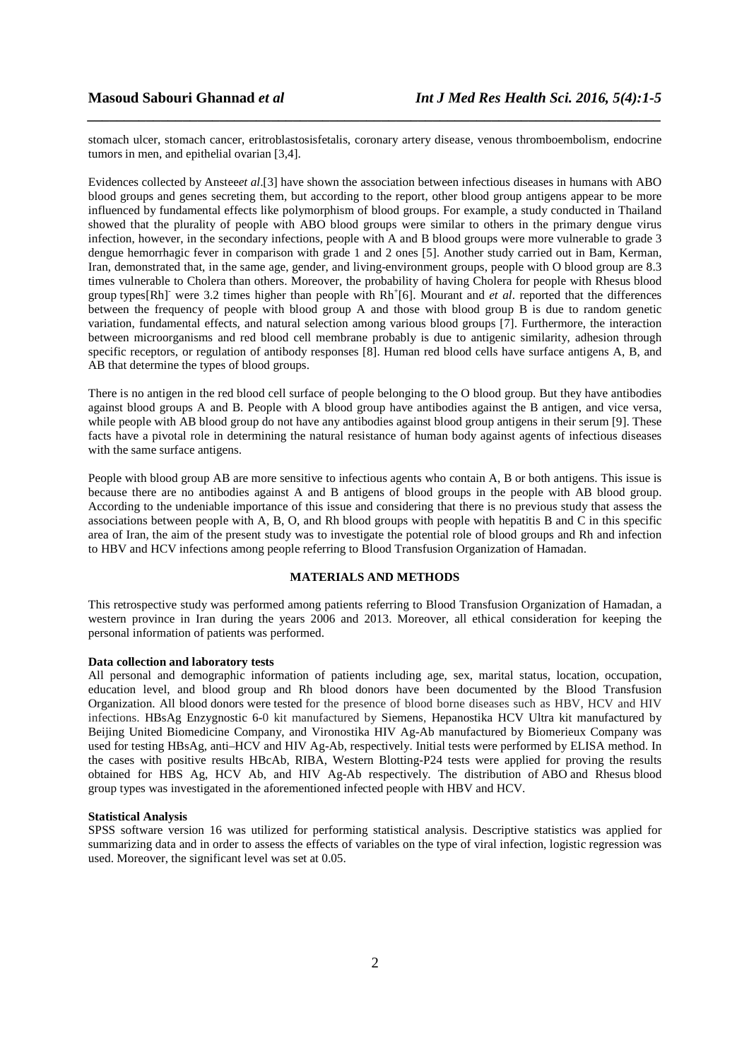stomach ulcer, stomach cancer, eritroblastosisfetalis, coronary artery disease, venous thromboembolism, endocrine tumors in men, and epithelial ovarian [3,4].

Evidences collected by Ansteeet *al*.[3] have shown the association between infectious diseases in humans with ABO blood groups and genes secreting them, but according to the report, other blood group antigens appear to be more influenced by fundamental effects like polymorphism of blood groups. For example, a study conducted in Thailand showed that the plurality of people with ABO blood groups were similar to others in the primary dengue virus infection, however, in the secondary infections, people with A and B blood groups were more vulnerable to grade 3 dengue hemorrhagic fever in comparison with grade 1 and 2 ones [5]. Another study carried out in Bam, Kerman, Iran, demonstrated that, in the same age, gender, and living-environment groups, people with O blood group are 8.3 times vulnerable to Cholera than others. Moreover, the probability of having Cholera for people with Rhesus blood group types[Rh]$^-$ were 3.2 times higher than people with Rh$^+$[6]. Mourant and *et al*. reported that the differences between the frequency of people with blood group A and those with blood group B is due to random genetic variation, fundamental effects, and natural selection among various blood groups [7]. Furthermore, the interaction between microorganisms and red blood cell membrane probably is due to antigenic similarity, adhesion through specific receptors, or regulation of antibody responses [8]. Human red blood cells have surface antigens A, B, and AB that determine the types of blood groups.

There is no antigen in the red blood cell surface of people belonging to the O blood group. But they have antibodies against blood groups A and B. People with A blood group have antibodies against the B antigen, and vice versa, while people with AB blood group do not have any antibodies against blood group antigens in their serum [9]. These facts have a pivotal role in determining the natural resistance of human body against agents of infectious diseases with the same surface antigens.

People with blood group AB are more sensitive to infectious agents who contain A, B or both antigens. This issue is because there are no antibodies against A and B antigens of blood groups in the people with AB blood group. According to the undeniable importance of this issue and considering that there is no previous study that assess the associations between people with A, B, O, and Rh blood groups with people with hepatitis B and C in this specific area of Iran, the aim of the present study was to investigate the potential role of blood groups and Rh and infection to HBV and HCV infections among people referring to Blood Transfusion Organization of Hamadan.

## MATERIALS AND METHODS

This retrospective study was performed among patients referring to Blood Transfusion Organization of Hamadan, a western province in Iran during the years 2006 and 2013. Moreover, all ethical consideration for keeping the personal information of patients was performed.

### Data collection and laboratory tests

All personal and demographic information of patients including age, sex, marital status, location, occupation, education level, and blood group and Rh blood donors have been documented by the Blood Transfusion Organization. All blood donors were tested for the presence of blood borne diseases such as HBV, HCV and HIV infections. HBsAg Enzygnostic 6-0 kit manufactured by Siemens, Hepanostika HCV Ultra kit manufactured by Beijing United Biomedicine Company, and Vironostika HIV Ag-Ab manufactured by Biomerieux Company was used for testing HBsAg, anti–HCV and HIV Ag-Ab, respectively. Initial tests were performed by ELISA method. In the cases with positive results HBcAb, RIBA, Western Blotting-P24 tests were applied for proving the results obtained for HBS Ag, HCV Ab, and HIV Ag-Ab respectively. The distribution of ABO and Rhesus blood group types was investigated in the aforementioned infected people with HBV and HCV.

### Statistical Analysis

SPSS software version 16 was utilized for performing statistical analysis. Descriptive statistics was applied for summarizing data and in order to assess the effects of variables on the type of viral infection, logistic regression was used. Moreover, the significant level was set at 0.05.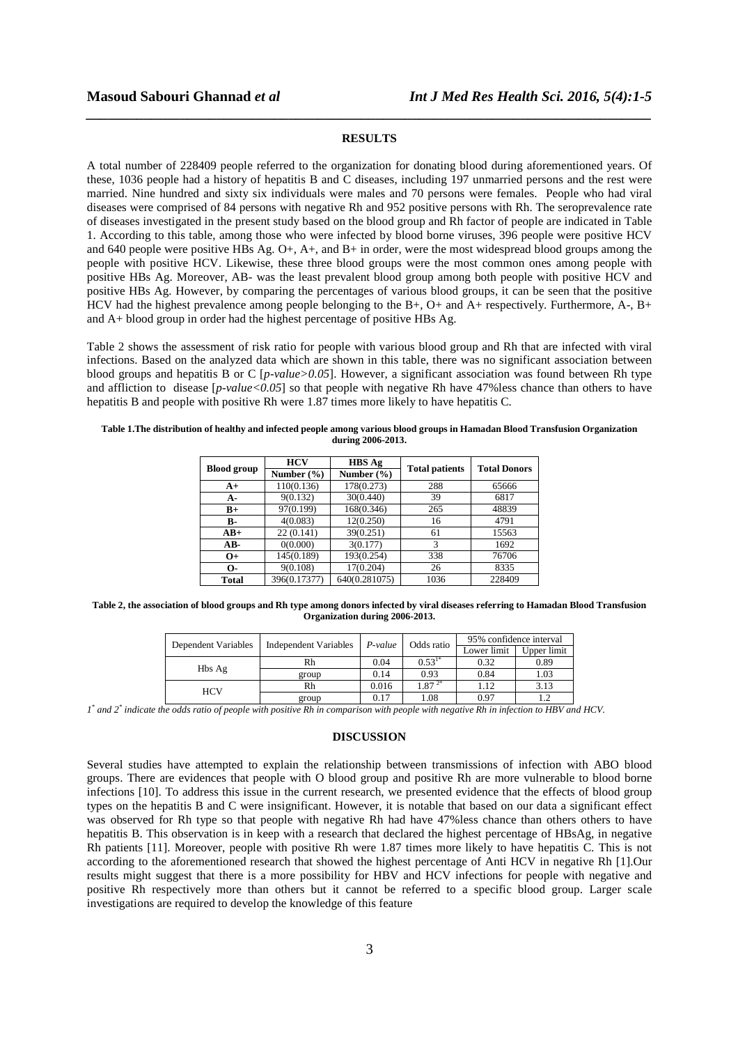## RESULTS

A total number of 228409 people referred to the organization for donating blood during aforementioned years. Of these, 1036 people had a history of hepatitis B and C diseases, including 197 unmarried persons and the rest were married. Nine hundred and sixty six individuals were males and 70 persons were females. People who had viral diseases were comprised of 84 persons with negative Rh and 952 positive persons with Rh. The seroprevalence rate of diseases investigated in the present study based on the blood group and Rh factor of people are indicated in Table 1. According to this table, among those who were infected by blood borne viruses, 396 people were positive HCV and 640 people were positive HBs Ag. O+, A+, and B+ in order, were the most widespread blood groups among the people with positive HCV. Likewise, these three blood groups were the most common ones among people with positive HBs Ag. Moreover, AB- was the least prevalent blood group among both people with positive HCV and positive HBs Ag. However, by comparing the percentages of various blood groups, it can be seen that the positive HCV had the highest prevalence among people belonging to the B+, O+ and A+ respectively. Furthermore, A-, B+ and A+ blood group in order had the highest percentage of positive HBs Ag.

Table 2 shows the assessment of risk ratio for people with various blood group and Rh that are infected with viral infections. Based on the analyzed data which are shown in this table, there was no significant association between blood groups and hepatitis B or C [*p-value>0.05*]. However, a significant association was found between Rh type and affliction to disease [*p-value<0.05*] so that people with negative Rh have 47%less chance than others to have hepatitis B and people with positive Rh were 1.87 times more likely to have hepatitis C.

**Table 1.The distribution of healthy and infected people among various blood groups in Hamadan Blood Transfusion Organization during 2006-2013.**

| Blood group | HCV Number (%) | HBS Ag Number (%) | Total patients | Total Donors |
|---|---|---|---|---|
| **A+** | 110(0.136) | 178(0.273) | 288 | 65666 |
| **A-** | 9(0.132) | 30(0.440) | 39 | 6817 |
| **B+** | 97(0.199) | 168(0.346) | 265 | 48839 |
| **B-** | 4(0.083) | 12(0.250) | 16 | 4791 |
| **AB+** | 22 (0.141) | 39(0.251) | 61 | 15563 |
| **AB-** | 0(0.000) | 3(0.177) | 3 | 1692 |
| **O+** | 145(0.189) | 193(0.254) | 338 | 76706 |
| **O-** | 9(0.108) | 17(0.204) | 26 | 8335 |
| **Total** | 396(0.17377) | 640(0.281075) | 1036 | 228409 |

**Table 2, the association of blood groups and Rh type among donors infected by viral diseases referring to Hamadan Blood Transfusion Organization during 2006-2013.**

| Dependent Variables | Independent Variables | *P-value* | Odds ratio | 95% confidence interval | |
|---|---|---|---|---|---|
| | | | | Lower limit | Upper limit |
| Hbs Ag | Rh | 0.04 | 0.53[1*] | 0.32 | 0.89 |
| | group | 0.14 | 0.93 | 0.84 | 1.03 |
| HCV | Rh | 0.016 | 1.87[2*] | 1.12 | 3.13 |
| | group | 0.17 | 1.08 | 0.97 | 1.2 |

*1[*] and 2[*] indicate the odds ratio of people with positive Rh in comparison with people with negative Rh in infection to HBV and HCV.*

## DISCUSSION

Several studies have attempted to explain the relationship between transmissions of infection with ABO blood groups. There are evidences that people with O blood group and positive Rh are more vulnerable to blood borne infections [10]. To address this issue in the current research, we presented evidence that the effects of blood group types on the hepatitis B and C were insignificant. However, it is notable that based on our data a significant effect was observed for Rh type so that people with negative Rh had have 47%less chance than others others to have hepatitis B. This observation is in keep with a research that declared the highest percentage of HBsAg, in negative Rh patients [11]. Moreover, people with positive Rh were 1.87 times more likely to have hepatitis C. This is not according to the aforementioned research that showed the highest percentage of Anti HCV in negative Rh [1].Our results might suggest that there is a more possibility for HBV and HCV infections for people with negative and positive Rh respectively more than others but it cannot be referred to a specific blood group. Larger scale investigations are required to develop the knowledge of this feature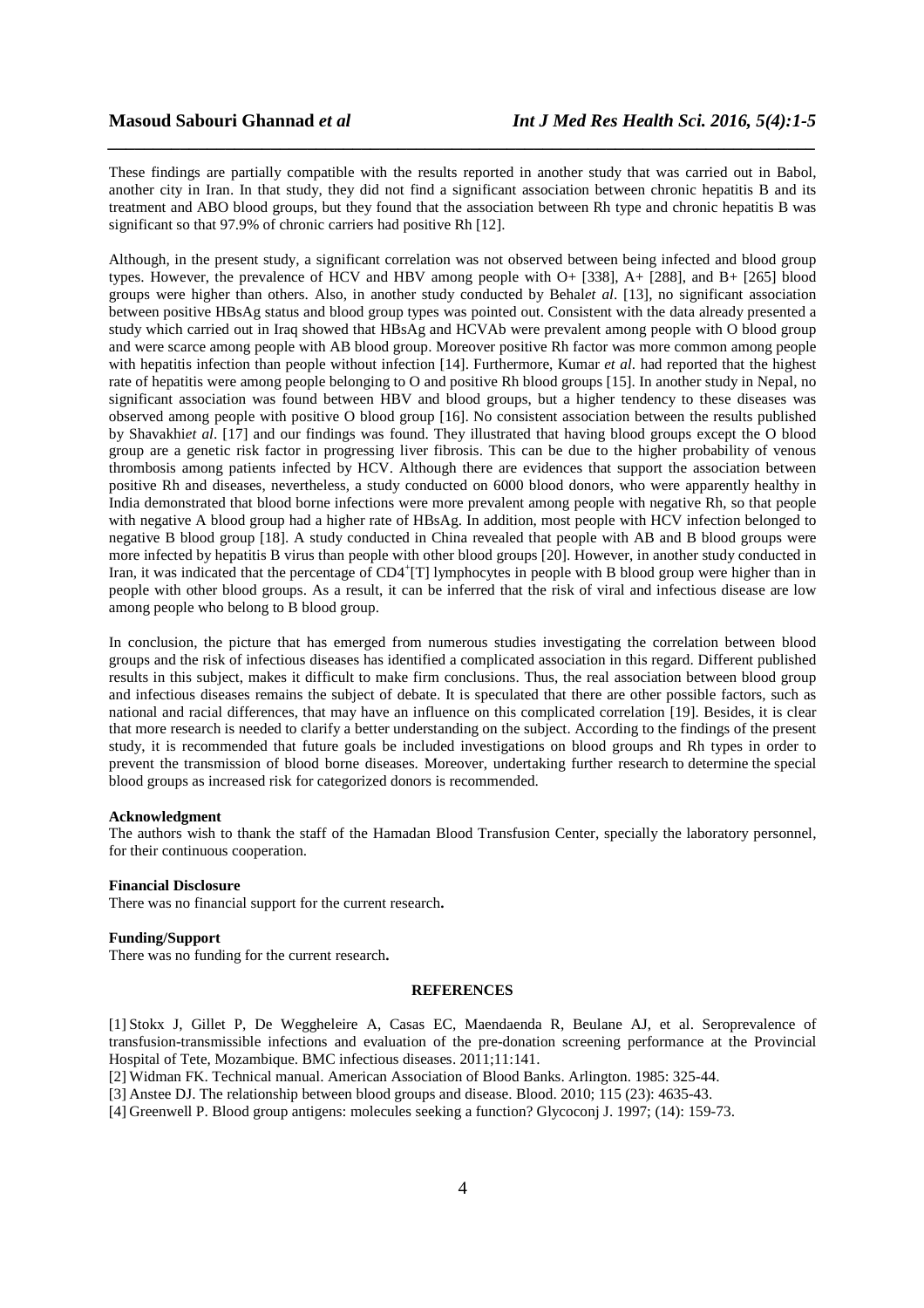These findings are partially compatible with the results reported in another study that was carried out in Babol, another city in Iran. In that study, they did not find a significant association between chronic hepatitis B and its treatment and ABO blood groups, but they found that the association between Rh type and chronic hepatitis B was significant so that 97.9% of chronic carriers had positive Rh [12].

Although, in the present study, a significant correlation was not observed between being infected and blood group types. However, the prevalence of HCV and HBV among people with O+ [338], A+ [288], and B+ [265] blood groups were higher than others. Also, in another study conducted by Behal*et al*. [13], no significant association between positive HBsAg status and blood group types was pointed out. Consistent with the data already presented a study which carried out in Iraq showed that HBsAg and HCVAb were prevalent among people with O blood group and were scarce among people with AB blood group. Moreover positive Rh factor was more common among people with hepatitis infection than people without infection [14]. Furthermore, Kumar *et al*. had reported that the highest rate of hepatitis were among people belonging to O and positive Rh blood groups [15]. In another study in Nepal, no significant association was found between HBV and blood groups, but a higher tendency to these diseases was observed among people with positive O blood group [16]. No consistent association between the results published by Shavakhi*et al*. [17] and our findings was found. They illustrated that having blood groups except the O blood group are a genetic risk factor in progressing liver fibrosis. This can be due to the higher probability of venous thrombosis among patients infected by HCV. Although there are evidences that support the association between positive Rh and diseases, nevertheless, a study conducted on 6000 blood donors, who were apparently healthy in India demonstrated that blood borne infections were more prevalent among people with negative Rh, so that people with negative A blood group had a higher rate of HBsAg. In addition, most people with HCV infection belonged to negative B blood group [18]. A study conducted in China revealed that people with AB and B blood groups were more infected by hepatitis B virus than people with other blood groups [20]. However, in another study conducted in Iran, it was indicated that the percentage of $CD4^+$[T] lymphocytes in people with B blood group were higher than in people with other blood groups. As a result, it can be inferred that the risk of viral and infectious disease are low among people who belong to B blood group.

In conclusion, the picture that has emerged from numerous studies investigating the correlation between blood groups and the risk of infectious diseases has identified a complicated association in this regard. Different published results in this subject, makes it difficult to make firm conclusions. Thus, the real association between blood group and infectious diseases remains the subject of debate. It is speculated that there are other possible factors, such as national and racial differences, that may have an influence on this complicated correlation [19]. Besides, it is clear that more research is needed to clarify a better understanding on the subject. According to the findings of the present study, it is recommended that future goals be included investigations on blood groups and Rh types in order to prevent the transmission of blood borne diseases. Moreover, undertaking further research to determine the special blood groups as increased risk for categorized donors is recommended.

**Acknowledgment**

The authors wish to thank the staff of the Hamadan Blood Transfusion Center, specially the laboratory personnel, for their continuous cooperation.

**Financial Disclosure**

There was no financial support for the current research**.**

**Funding/Support**

There was no funding for the current research**.**

## REFERENCES

[1] Stokx J, Gillet P, De Weggheleire A, Casas EC, Maendaenda R, Beulane AJ, et al. Seroprevalence of transfusion-transmissible infections and evaluation of the pre-donation screening performance at the Provincial Hospital of Tete, Mozambique. BMC infectious diseases. 2011;11:141.

[2] Widman FK. Technical manual. American Association of Blood Banks. Arlington. 1985: 325-44.

[3] Anstee DJ. The relationship between blood groups and disease. Blood. 2010; 115 (23): 4635-43.

[4] Greenwell P. Blood group antigens: molecules seeking a function? Glycoconj J. 1997; (14): 159-73.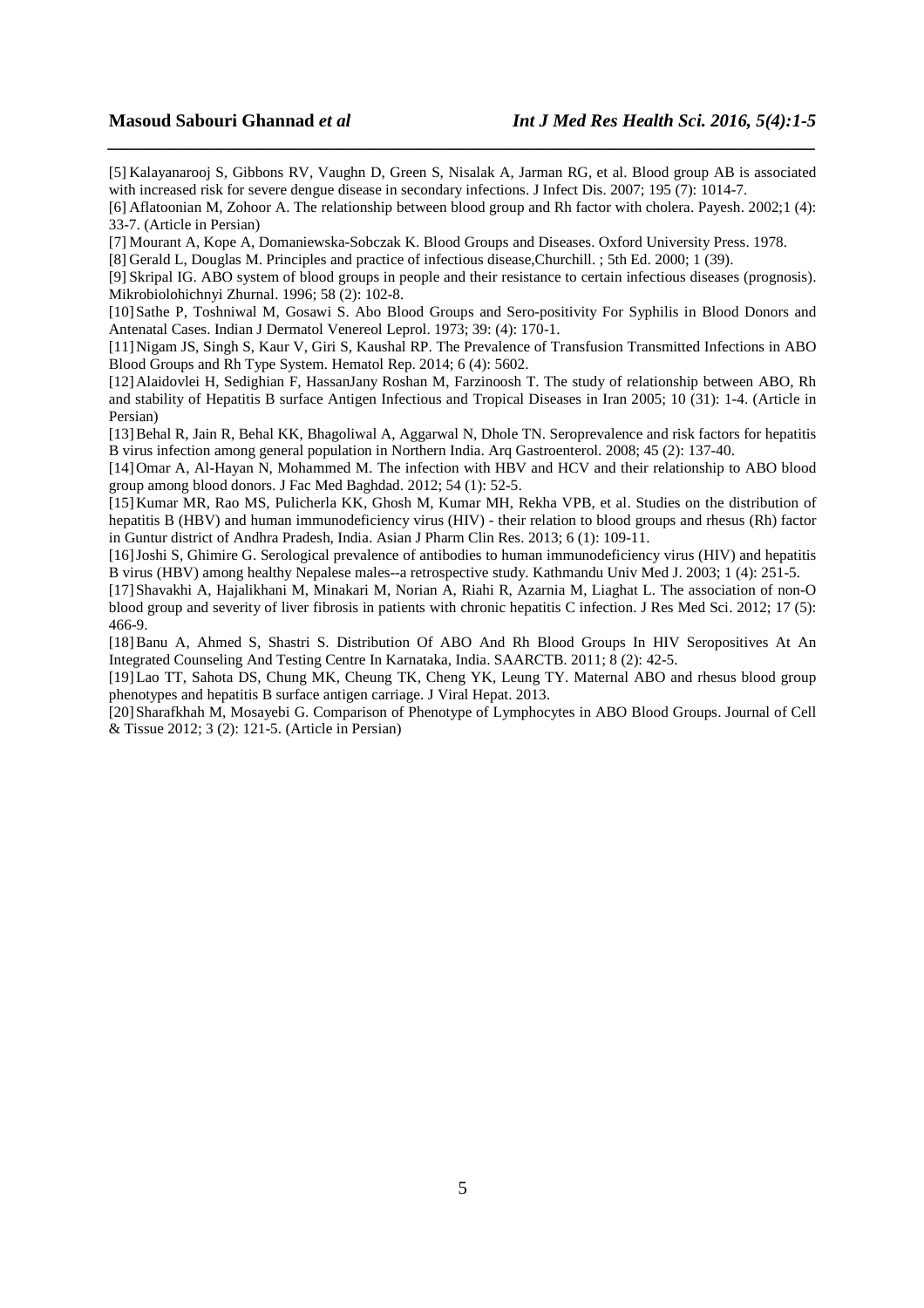[5] Kalayanarooj S, Gibbons RV, Vaughn D, Green S, Nisalak A, Jarman RG, et al. Blood group AB is associated with increased risk for severe dengue disease in secondary infections. J Infect Dis. 2007; 195 (7): 1014-7.

[6] Aflatoonian M, Zohoor A. The relationship between blood group and Rh factor with cholera. Payesh. 2002;1 (4): 33-7. (Article in Persian)

[7] Mourant A, Kope A, Domaniewska-Sobczak K. Blood Groups and Diseases. Oxford University Press. 1978.

[8] Gerald L, Douglas M. Principles and practice of infectious disease,Churchill. ; 5th Ed. 2000; 1 (39).

[9] Skripal IG. ABO system of blood groups in people and their resistance to certain infectious diseases (prognosis). Mikrobiolohichnyi Zhurnal. 1996; 58 (2): 102-8.

[10] Sathe P, Toshniwal M, Gosawi S. Abo Blood Groups and Sero-positivity For Syphilis in Blood Donors and Antenatal Cases. Indian J Dermatol Venereol Leprol. 1973; 39: (4): 170-1.

[11] Nigam JS, Singh S, Kaur V, Giri S, Kaushal RP. The Prevalence of Transfusion Transmitted Infections in ABO Blood Groups and Rh Type System. Hematol Rep. 2014; 6 (4): 5602.

[12] Alaidovlei H, Sedighian F, HassanJany Roshan M, Farzinoosh T. The study of relationship between ABO, Rh and stability of Hepatitis B surface Antigen Infectious and Tropical Diseases in Iran 2005; 10 (31): 1-4. (Article in Persian)

[13] Behal R, Jain R, Behal KK, Bhagoliwal A, Aggarwal N, Dhole TN. Seroprevalence and risk factors for hepatitis B virus infection among general population in Northern India. Arq Gastroenterol. 2008; 45 (2): 137-40.

[14] Omar A, Al-Hayan N, Mohammed M. The infection with HBV and HCV and their relationship to ABO blood group among blood donors. J Fac Med Baghdad. 2012; 54 (1): 52-5.

[15] Kumar MR, Rao MS, Pulicherla KK, Ghosh M, Kumar MH, Rekha VPB, et al. Studies on the distribution of hepatitis B (HBV) and human immunodeficiency virus (HIV) - their relation to blood groups and rhesus (Rh) factor in Guntur district of Andhra Pradesh, India. Asian J Pharm Clin Res. 2013; 6 (1): 109-11.

[16] Joshi S, Ghimire G. Serological prevalence of antibodies to human immunodeficiency virus (HIV) and hepatitis B virus (HBV) among healthy Nepalese males--a retrospective study. Kathmandu Univ Med J. 2003; 1 (4): 251-5.

[17] Shavakhi A, Hajalikhani M, Minakari M, Norian A, Riahi R, Azarnia M, Liaghat L. The association of non-O blood group and severity of liver fibrosis in patients with chronic hepatitis C infection. J Res Med Sci. 2012; 17 (5): 466-9.

[18] Banu A, Ahmed S, Shastri S. Distribution Of ABO And Rh Blood Groups In HIV Seropositives At An Integrated Counseling And Testing Centre In Karnataka, India. SAARCTB. 2011; 8 (2): 42-5.

[19] Lao TT, Sahota DS, Chung MK, Cheung TK, Cheng YK, Leung TY. Maternal ABO and rhesus blood group phenotypes and hepatitis B surface antigen carriage. J Viral Hepat. 2013.

[20] Sharafkhah M, Mosayebi G. Comparison of Phenotype of Lymphocytes in ABO Blood Groups. Journal of Cell & Tissue 2012; 3 (2): 121-5. (Article in Persian)